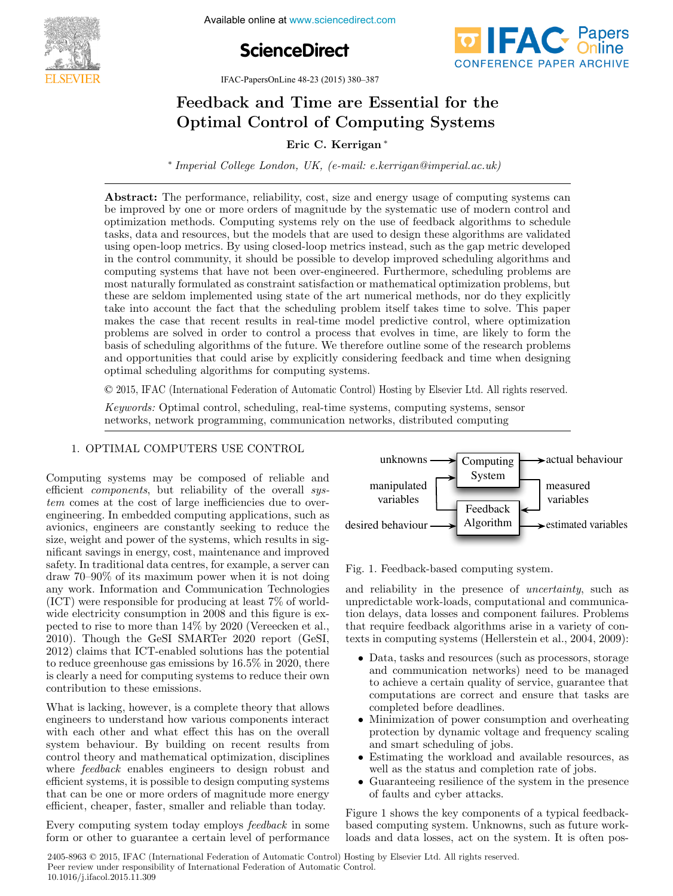# Feedback and Time are Essential for the Optimal Control of Computing Systems

**Eric C. Kerrigan** [*]

[*] *Imperial College London, UK, (e-mail: e.kerrigan@imperial.ac.uk)*

**Abstract:** The performance, reliability, cost, size and energy usage of computing systems can be improved by one or more orders of magnitude by the systematic use of modern control and optimization methods. Computing systems rely on the use of feedback algorithms to schedule tasks, data and resources, but the models that are used to design these algorithms are validated using open-loop metrics. By using closed-loop metrics instead, such as the gap metric developed in the control community, it should be possible to develop improved scheduling algorithms and computing systems that have not been over-engineered. Furthermore, scheduling problems are most naturally formulated as constraint satisfaction or mathematical optimization problems, but these are seldom implemented using state of the art numerical methods, nor do they explicitly take into account the fact that the scheduling problem itself takes time to solve. This paper makes the case that recent results in real-time model predictive control, where optimization problems are solved in order to control a process that evolves in time, are likely to form the basis of scheduling algorithms of the future. We therefore outline some of the research problems and opportunities that could arise by explicitly considering feedback and time when designing optimal scheduling algorithms for computing systems.

© 2015, IFAC (International Federation of Automatic Control) Hosting by Elsevier Ltd. All rights reserved.

*Keywords:* Optimal control, scheduling, real-time systems, computing systems, sensor networks, network programming, communication networks, distributed computing

## 1. OPTIMAL COMPUTERS USE CONTROL

Computing systems may be composed of reliable and efficient *components*, but reliability of the overall *system* comes at the cost of large inefficiencies due to over-engineering. In embedded computing applications, such as avionics, engineers are constantly seeking to reduce the size, weight and power of the systems, which results in significant savings in energy, cost, maintenance and improved safety. In traditional data centres, for example, a server can draw 70–90% of its maximum power when it is not doing any work. Information and Communication Technologies (ICT) were responsible for producing at least 7% of world-wide electricity consumption in 2008 and this figure is expected to rise to more than 14% by 2020 (Vereecken et al., 2010). Though the GeSI SMARTer 2020 report (GeSI, 2012) claims that ICT-enabled solutions has the potential to reduce greenhouse gas emissions by 16.5% in 2020, there is clearly a need for computing systems to reduce their own contribution to these emissions.

What is lacking, however, is a complete theory that allows engineers to understand how various components interact with each other and what effect this has on the overall system behaviour. By building on recent results from control theory and mathematical optimization, disciplines where *feedback* enables engineers to design robust and efficient systems, it is possible to design computing systems that can be one or more orders of magnitude more energy efficient, cheaper, faster, smaller and reliable than today.

Every computing system today employs *feedback* in some form or other to guarantee a certain level of performance and reliability in the presence of *uncertainty*, such as unpredictable work-loads, computational and communication delays, data losses and component failures. Problems that require feedback algorithms arise in a variety of contexts in computing systems (Hellerstein et al., 2004, 2009):

- Data, tasks and resources (such as processors, storage and communication networks) need to be managed to achieve a certain quality of service, guarantee that computations are correct and ensure that tasks are completed before deadlines.
- Minimization of power consumption and overheating protection by dynamic voltage and frequency scaling and smart scheduling of jobs.
- Estimating the workload and available resources, as well as the status and completion rate of jobs.
- Guaranteeing resilience of the system in the presence of faults and cyber attacks.

Fig. 1. Feedback-based computing system.

Figure 1 shows the key components of a typical feedback-based computing system. Unknowns, such as future work-loads and data losses, act on the system. It is often pos-

2405-8963 © 2015, IFAC (International Federation of Automatic Control) Hosting by Elsevier Ltd. All rights reserved.
Peer review under responsibility of International Federation of Automatic Control.
10.1016/j.ifacol.2015.11.309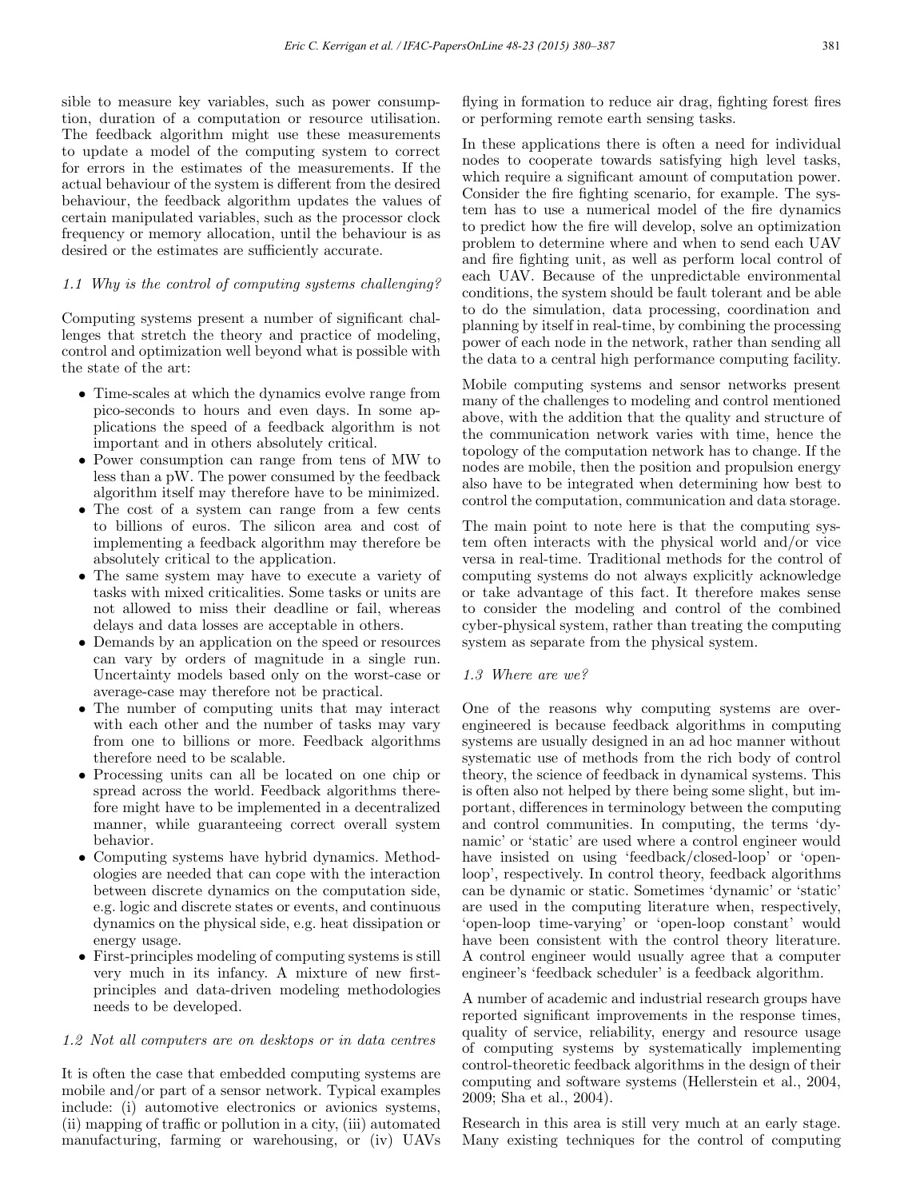sible to measure key variables, such as power consumption, duration of a computation or resource utilisation. The feedback algorithm might use these measurements to update a model of the computing system to correct for errors in the estimates of the measurements. If the actual behaviour of the system is different from the desired behaviour, the feedback algorithm updates the values of certain manipulated variables, such as the processor clock frequency or memory allocation, until the behaviour is as desired or the estimates are sufficiently accurate.

### *1.1 Why is the control of computing systems challenging?*

Computing systems present a number of significant challenges that stretch the theory and practice of modeling, control and optimization well beyond what is possible with the state of the art:

- Time-scales at which the dynamics evolve range from pico-seconds to hours and even days. In some applications the speed of a feedback algorithm is not important and in others absolutely critical.
- Power consumption can range from tens of MW to less than a pW. The power consumed by the feedback algorithm itself may therefore have to be minimized.
- The cost of a system can range from a few cents to billions of euros. The silicon area and cost of implementing a feedback algorithm may therefore be absolutely critical to the application.
- The same system may have to execute a variety of tasks with mixed criticalities. Some tasks or units are not allowed to miss their deadline or fail, whereas delays and data losses are acceptable in others.
- Demands by an application on the speed or resources can vary by orders of magnitude in a single run. Uncertainty models based only on the worst-case or average-case may therefore not be practical.
- The number of computing units that may interact with each other and the number of tasks may vary from one to billions or more. Feedback algorithms therefore need to be scalable.
- Processing units can all be located on one chip or spread across the world. Feedback algorithms therefore might have to be implemented in a decentralized manner, while guaranteeing correct overall system behavior.
- Computing systems have hybrid dynamics. Methodologies are needed that can cope with the interaction between discrete dynamics on the computation side, e.g. logic and discrete states or events, and continuous dynamics on the physical side, e.g. heat dissipation or energy usage.
- First-principles modeling of computing systems is still very much in its infancy. A mixture of new first-principles and data-driven modeling methodologies needs to be developed.

### *1.2 Not all computers are on desktops or in data centres*

It is often the case that embedded computing systems are mobile and/or part of a sensor network. Typical examples include: (i) automotive electronics or avionics systems, (ii) mapping of traffic or pollution in a city, (iii) automated manufacturing, farming or warehousing, or (iv) UAVs flying in formation to reduce air drag, fighting forest fires or performing remote earth sensing tasks.

In these applications there is often a need for individual nodes to cooperate towards satisfying high level tasks, which require a significant amount of computation power. Consider the fire fighting scenario, for example. The system has to use a numerical model of the fire dynamics to predict how the fire will develop, solve an optimization problem to determine where and when to send each UAV and fire fighting unit, as well as perform local control of each UAV. Because of the unpredictable environmental conditions, the system should be fault tolerant and be able to do the simulation, data processing, coordination and planning by itself in real-time, by combining the processing power of each node in the network, rather than sending all the data to a central high performance computing facility.

Mobile computing systems and sensor networks present many of the challenges to modeling and control mentioned above, with the addition that the quality and structure of the communication network varies with time, hence the topology of the computation network has to change. If the nodes are mobile, then the position and propulsion energy also have to be integrated when determining how best to control the computation, communication and data storage.

The main point to note here is that the computing system often interacts with the physical world and/or vice versa in real-time. Traditional methods for the control of computing systems do not always explicitly acknowledge or take advantage of this fact. It therefore makes sense to consider the modeling and control of the combined cyber-physical system, rather than treating the computing system as separate from the physical system.

### *1.3 Where are we?*

One of the reasons why computing systems are over-engineered is because feedback algorithms in computing systems are usually designed in an ad hoc manner without systematic use of methods from the rich body of control theory, the science of feedback in dynamical systems. This is often also not helped by there being some slight, but important, differences in terminology between the computing and control communities. In computing, the terms 'dynamic' or 'static' are used where a control engineer would have insisted on using 'feedback/closed-loop' or 'open-loop', respectively. In control theory, feedback algorithms can be dynamic or static. Sometimes 'dynamic' or 'static' are used in the computing literature when, respectively, 'open-loop time-varying' or 'open-loop constant' would have been consistent with the control theory literature. A control engineer would usually agree that a computer engineer's 'feedback scheduler' is a feedback algorithm.

A number of academic and industrial research groups have reported significant improvements in the response times, quality of service, reliability, energy and resource usage of computing systems by systematically implementing control-theoretic feedback algorithms in the design of their computing and software systems (Hellerstein et al., 2004, 2009; Sha et al., 2004).

Research in this area is still very much at an early stage. Many existing techniques for the control of computing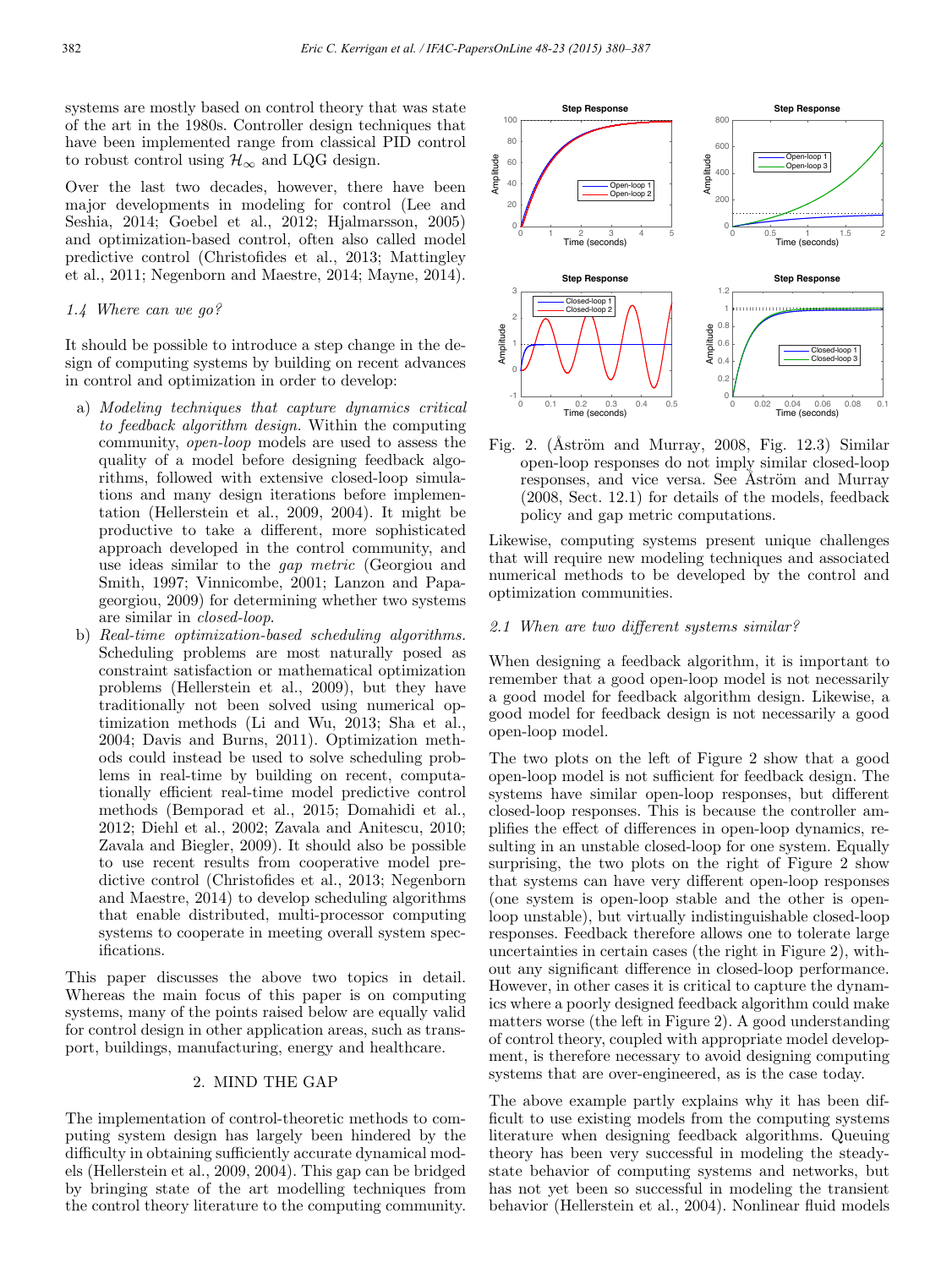systems are mostly based on control theory that was state of the art in the 1980s. Controller design techniques that have been implemented range from classical PID control to robust control using $\mathcal{H}_\infty$ and LQG design.

Over the last two decades, however, there have been major developments in modeling for control (Lee and Seshia, 2014; Goebel et al., 2012; Hjalmarsson, 2005) and optimization-based control, often also called model predictive control (Christofides et al., 2013; Mattingley et al., 2011; Negenborn and Maestre, 2014; Mayne, 2014).

### 1.4 Where can we go?

It should be possible to introduce a step change in the design of computing systems by building on recent advances in control and optimization in order to develop:

a) *Modeling techniques that capture dynamics critical to feedback algorithm design.* Within the computing community, *open-loop* models are used to assess the quality of a model before designing feedback algorithms, followed with extensive closed-loop simulations and many design iterations before implementation (Hellerstein et al., 2009, 2004). It might be productive to take a different, more sophisticated approach developed in the control community, and use ideas similar to the *gap metric* (Georgiou and Smith, 1997; Vinnicombe, 2001; Lanzon and Papageorgiou, 2009) for determining whether two systems are similar in *closed-loop*.

b) *Real-time optimization-based scheduling algorithms.* Scheduling problems are most naturally posed as constraint satisfaction or mathematical optimization problems (Hellerstein et al., 2009), but they have traditionally not been solved using numerical optimization methods (Li and Wu, 2013; Sha et al., 2004; Davis and Burns, 2011). Optimization methods could instead be used to solve scheduling problems in real-time by building on recent, computationally efficient real-time model predictive control methods (Bemporad et al., 2015; Domahidi et al., 2012; Diehl et al., 2002; Zavala and Anitescu, 2010; Zavala and Biegler, 2009). It should also be possible to use recent results from cooperative model predictive control (Christofides et al., 2013; Negenborn and Maestre, 2014) to develop scheduling algorithms that enable distributed, multi-processor computing systems to cooperate in meeting overall system specifications.

This paper discusses the above two topics in detail. Whereas the main focus of this paper is on computing systems, many of the points raised below are equally valid for control design in other application areas, such as transport, buildings, manufacturing, energy and healthcare.

## 2. MIND THE GAP

The implementation of control-theoretic methods to computing system design has largely been hindered by the difficulty in obtaining sufficiently accurate dynamical models (Hellerstein et al., 2009, 2004). This gap can be bridged by bringing state of the art modelling techniques from the control theory literature to the computing community.

Fig. 2. (Åström and Murray, 2008, Fig. 12.3) Similar open-loop responses do not imply similar closed-loop responses, and vice versa. See Åström and Murray (2008, Sect. 12.1) for details of the models, feedback policy and gap metric computations.

Likewise, computing systems present unique challenges that will require new modeling techniques and associated numerical methods to be developed by the control and optimization communities.

### 2.1 When are two different systems similar?

When designing a feedback algorithm, it is important to remember that a good open-loop model is not necessarily a good model for feedback algorithm design. Likewise, a good model for feedback design is not necessarily a good open-loop model.

The two plots on the left of Figure 2 show that a good open-loop model is not sufficient for feedback design. The systems have similar open-loop responses, but different closed-loop responses. This is because the controller amplifies the effect of differences in open-loop dynamics, resulting in an unstable closed-loop for one system. Equally surprising, the two plots on the right of Figure 2 show that systems can have very different open-loop responses (one system is open-loop stable and the other is open-loop unstable), but virtually indistinguishable closed-loop responses. Feedback therefore allows one to tolerate large uncertainties in certain cases (the right in Figure 2), without any significant difference in closed-loop performance. However, in other cases it is critical to capture the dynamics where a poorly designed feedback algorithm could make matters worse (the left in Figure 2). A good understanding of control theory, coupled with appropriate model development, is therefore necessary to avoid designing computing systems that are over-engineered, as is the case today.

The above example partly explains why it has been difficult to use existing models from the computing systems literature when designing feedback algorithms. Queuing theory has been very successful in modeling the steady-state behavior of computing systems and networks, but has not yet been so successful in modeling the transient behavior (Hellerstein et al., 2004). Nonlinear fluid models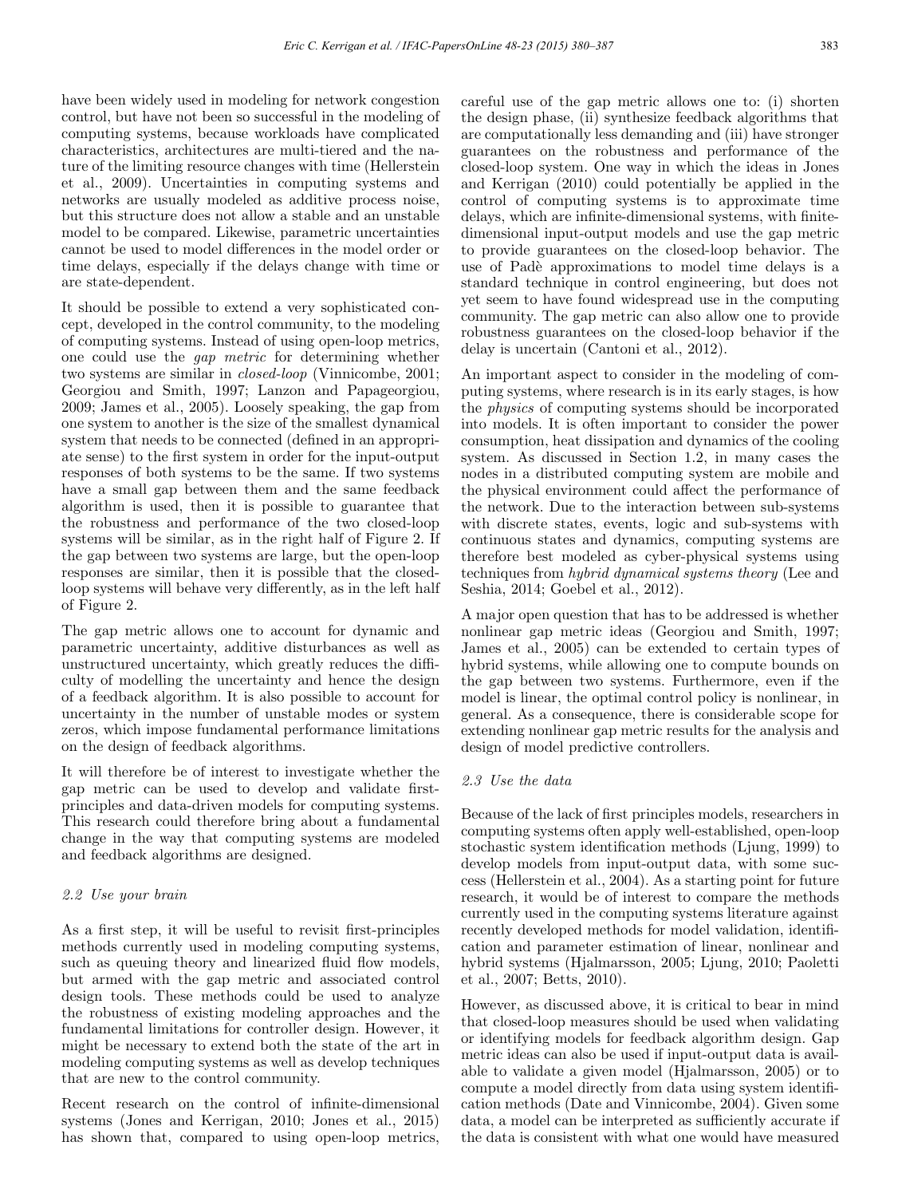have been widely used in modeling for network congestion control, but have not been so successful in the modeling of computing systems, because workloads have complicated characteristics, architectures are multi-tiered and the nature of the limiting resource changes with time (Hellerstein et al., 2009). Uncertainties in computing systems and networks are usually modeled as additive process noise, but this structure does not allow a stable and an unstable model to be compared. Likewise, parametric uncertainties cannot be used to model differences in the model order or time delays, especially if the delays change with time or are state-dependent.

It should be possible to extend a very sophisticated concept, developed in the control community, to the modeling of computing systems. Instead of using open-loop metrics, one could use the *gap metric* for determining whether two systems are similar in *closed-loop* (Vinnicombe, 2001; Georgiou and Smith, 1997; Lanzon and Papageorgiou, 2009; James et al., 2005). Loosely speaking, the gap from one system to another is the size of the smallest dynamical system that needs to be connected (defined in an appropriate sense) to the first system in order for the input-output responses of both systems to be the same. If two systems have a small gap between them and the same feedback algorithm is used, then it is possible to guarantee that the robustness and performance of the two closed-loop systems will be similar, as in the right half of Figure 2. If the gap between two systems are large, but the open-loop responses are similar, then it is possible that the closed-loop systems will behave very differently, as in the left half of Figure 2.

The gap metric allows one to account for dynamic and parametric uncertainty, additive disturbances as well as unstructured uncertainty, which greatly reduces the difficulty of modelling the uncertainty and hence the design of a feedback algorithm. It is also possible to account for uncertainty in the number of unstable modes or system zeros, which impose fundamental performance limitations on the design of feedback algorithms.

It will therefore be of interest to investigate whether the gap metric can be used to develop and validate first-principles and data-driven models for computing systems. This research could therefore bring about a fundamental change in the way that computing systems are modeled and feedback algorithms are designed.

### 2.2 Use your brain

As a first step, it will be useful to revisit first-principles methods currently used in modeling computing systems, such as queuing theory and linearized fluid flow models, but armed with the gap metric and associated control design tools. These methods could be used to analyze the robustness of existing modeling approaches and the fundamental limitations for controller design. However, it might be necessary to extend both the state of the art in modeling computing systems as well as develop techniques that are new to the control community.

Recent research on the control of infinite-dimensional systems (Jones and Kerrigan, 2010; Jones et al., 2015) has shown that, compared to using open-loop metrics, careful use of the gap metric allows one to: (i) shorten the design phase, (ii) synthesize feedback algorithms that are computationally less demanding and (iii) have stronger guarantees on the robustness and performance of the closed-loop system. One way in which the ideas in Jones and Kerrigan (2010) could potentially be applied in the control of computing systems is to approximate time delays, which are infinite-dimensional systems, with finite-dimensional input-output models and use the gap metric to provide guarantees on the closed-loop behavior. The use of Padè approximations to model time delays is a standard technique in control engineering, but does not yet seem to have found widespread use in the computing community. The gap metric can also allow one to provide robustness guarantees on the closed-loop behavior if the delay is uncertain (Cantoni et al., 2012).

An important aspect to consider in the modeling of computing systems, where research is in its early stages, is how the *physics* of computing systems should be incorporated into models. It is often important to consider the power consumption, heat dissipation and dynamics of the cooling system. As discussed in Section 1.2, in many cases the nodes in a distributed computing system are mobile and the physical environment could affect the performance of the network. Due to the interaction between sub-systems with discrete states, events, logic and sub-systems with continuous states and dynamics, computing systems are therefore best modeled as cyber-physical systems using techniques from *hybrid dynamical systems theory* (Lee and Seshia, 2014; Goebel et al., 2012).

A major open question that has to be addressed is whether nonlinear gap metric ideas (Georgiou and Smith, 1997; James et al., 2005) can be extended to certain types of hybrid systems, while allowing one to compute bounds on the gap between two systems. Furthermore, even if the model is linear, the optimal control policy is nonlinear, in general. As a consequence, there is considerable scope for extending nonlinear gap metric results for the analysis and design of model predictive controllers.

### 2.3 Use the data

Because of the lack of first principles models, researchers in computing systems often apply well-established, open-loop stochastic system identification methods (Ljung, 1999) to develop models from input-output data, with some success (Hellerstein et al., 2004). As a starting point for future research, it would be of interest to compare the methods currently used in the computing systems literature against recently developed methods for model validation, identification and parameter estimation of linear, nonlinear and hybrid systems (Hjalmarsson, 2005; Ljung, 2010; Paoletti et al., 2007; Betts, 2010).

However, as discussed above, it is critical to bear in mind that closed-loop measures should be used when validating or identifying models for feedback algorithm design. Gap metric ideas can also be used if input-output data is available to validate a given model (Hjalmarsson, 2005) or to compute a model directly from data using system identification methods (Date and Vinnicombe, 2004). Given some data, a model can be interpreted as sufficiently accurate if the data is consistent with what one would have measured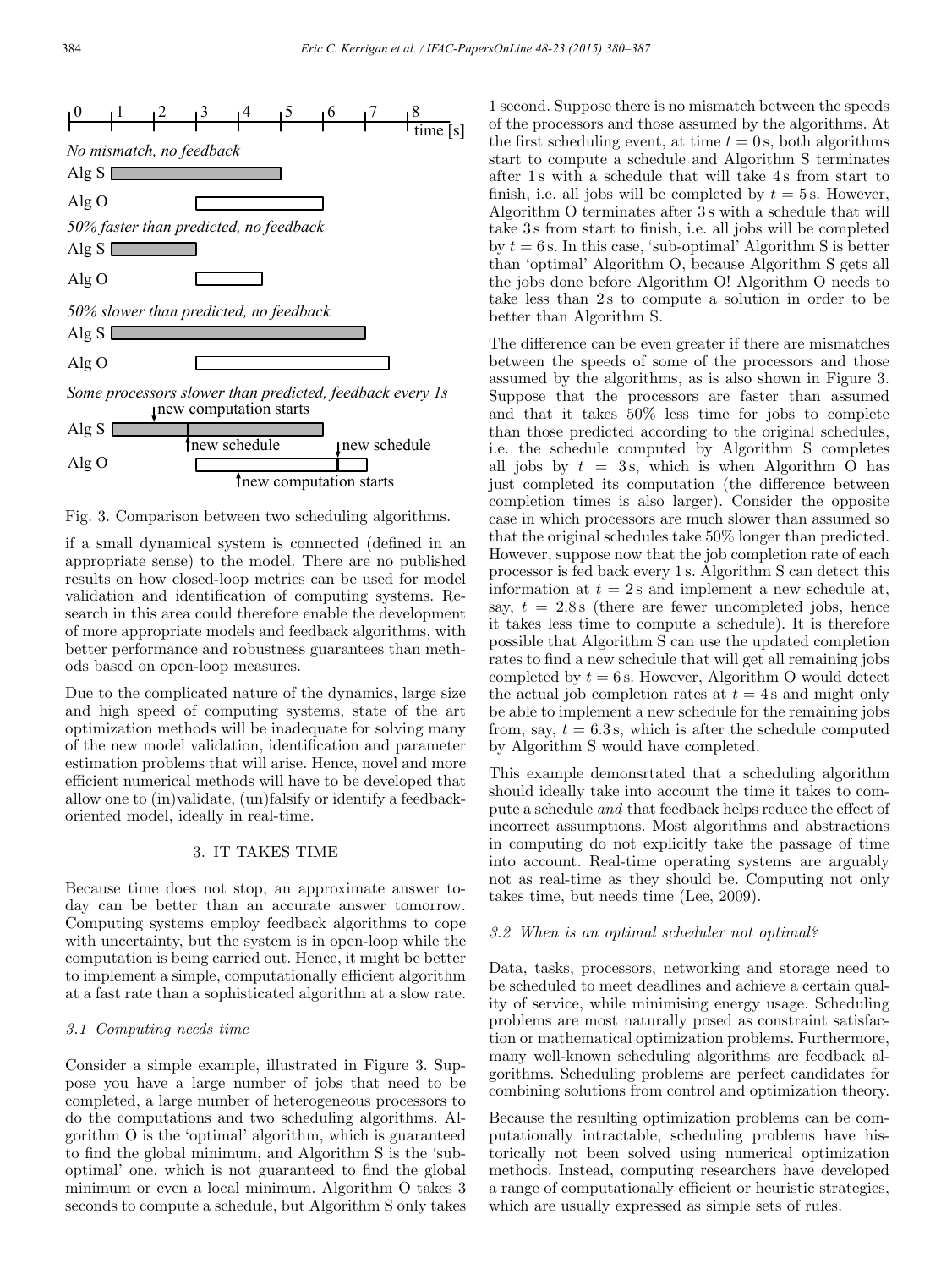Fig. 3. Comparison between two scheduling algorithms.

if a small dynamical system is connected (defined in an appropriate sense) to the model. There are no published results on how closed-loop metrics can be used for model validation and identification of computing systems. Research in this area could therefore enable the development of more appropriate models and feedback algorithms, with better performance and robustness guarantees than methods based on open-loop measures.

Due to the complicated nature of the dynamics, large size and high speed of computing systems, state of the art optimization methods will be inadequate for solving many of the new model validation, identification and parameter estimation problems that will arise. Hence, novel and more efficient numerical methods will have to be developed that allow one to (in)validate, (un)falsify or identify a feedback-oriented model, ideally in real-time.

## 3. IT TAKES TIME

Because time does not stop, an approximate answer today can be better than an accurate answer tomorrow. Computing systems employ feedback algorithms to cope with uncertainty, but the system is in open-loop while the computation is being carried out. Hence, it might be better to implement a simple, computationally efficient algorithm at a fast rate than a sophisticated algorithm at a slow rate.

### 3.1 Computing needs time

Consider a simple example, illustrated in Figure 3. Suppose you have a large number of jobs that need to be completed, a large number of heterogeneous processors to do the computations and two scheduling algorithms. Algorithm O is the 'optimal' algorithm, which is guaranteed to find the global minimum, and Algorithm S is the 'sub-optimal' one, which is not guaranteed to find the global minimum or even a local minimum. Algorithm O takes 3 seconds to compute a schedule, but Algorithm S only takes 1 second. Suppose there is no mismatch between the speeds of the processors and those assumed by the algorithms. At the first scheduling event, at time $t = 0$ s, both algorithms start to compute a schedule and Algorithm S terminates after 1 s with a schedule that will take 4 s from start to finish, i.e. all jobs will be completed by $t = 5$ s. However, Algorithm O terminates after 3 s with a schedule that will take 3 s from start to finish, i.e. all jobs will be completed by $t = 6$ s. In this case, 'sub-optimal' Algorithm S is better than 'optimal' Algorithm O, because Algorithm S gets all the jobs done before Algorithm O! Algorithm O needs to take less than 2 s to compute a solution in order to be better than Algorithm S.

The difference can be even greater if there are mismatches between the speeds of some of the processors and those assumed by the algorithms, as is also shown in Figure 3. Suppose that the processors are faster than assumed and that it takes 50% less time for jobs to complete than those predicted according to the original schedules, i.e. the schedule computed by Algorithm S completes all jobs by $t = 3$ s, which is when Algorithm O has just completed its computation (the difference between completion times is also larger). Consider the opposite case in which processors are much slower than assumed so that the original schedules take 50% longer than predicted. However, suppose now that the job completion rate of each processor is fed back every 1 s. Algorithm S can detect this information at $t = 2$ s and implement a new schedule at, say, $t = 2.8$ s (there are fewer uncompleted jobs, hence it takes less time to compute a schedule). It is therefore possible that Algorithm S can use the updated completion rates to find a new schedule that will get all remaining jobs completed by $t = 6$ s. However, Algorithm O would detect the actual job completion rates at $t = 4$ s and might only be able to implement a new schedule for the remaining jobs from, say, $t = 6.3$ s, which is after the schedule computed by Algorithm S would have completed.

This example demonsrtated that a scheduling algorithm should ideally take into account the time it takes to compute a schedule *and* that feedback helps reduce the effect of incorrect assumptions. Most algorithms and abstractions in computing do not explicitly take the passage of time into account. Real-time operating systems are arguably not as real-time as they should be. Computing not only takes time, but needs time (Lee, 2009).

### 3.2 When is an optimal scheduler not optimal?

Data, tasks, processors, networking and storage need to be scheduled to meet deadlines and achieve a certain quality of service, while minimising energy usage. Scheduling problems are most naturally posed as constraint satisfaction or mathematical optimization problems. Furthermore, many well-known scheduling algorithms are feedback algorithms. Scheduling problems are perfect candidates for combining solutions from control and optimization theory.

Because the resulting optimization problems can be computationally intractable, scheduling problems have historically not been solved using numerical optimization methods. Instead, computing researchers have developed a range of computationally efficient or heuristic strategies, which are usually expressed as simple sets of rules.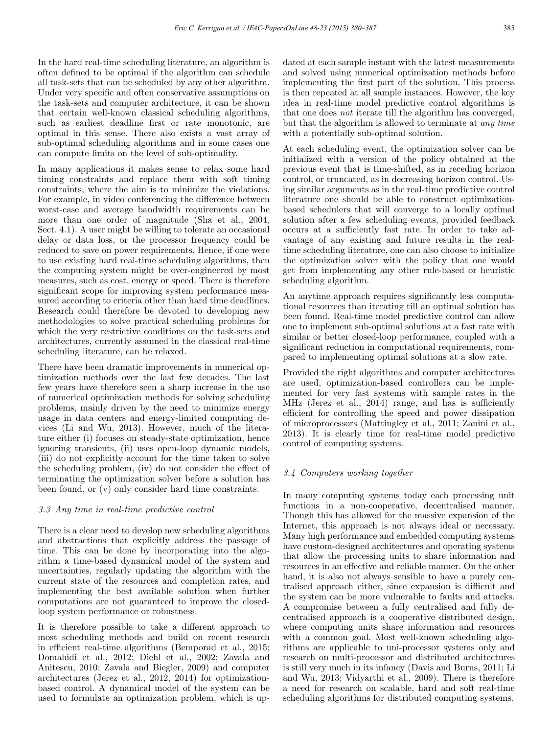In the hard real-time scheduling literature, an algorithm is often defined to be optimal if the algorithm can schedule all task-sets that can be scheduled by any other algorithm. Under very specific and often conservative assumptions on the task-sets and computer architecture, it can be shown that certain well-known classical scheduling algorithms, such as earliest deadline first or rate monotonic, are optimal in this sense. There also exists a vast array of sub-optimal scheduling algorithms and in some cases one can compute limits on the level of sub-optimality.

In many applications it makes sense to relax some hard timing constraints and replace them with soft timing constraints, where the aim is to minimize the violations. For example, in video conferencing the difference between worst-case and average bandwidth requirements can be more than one order of magnitude (Sha et al., 2004, Sect. 4.1). A user might be willing to tolerate an occasional delay or data loss, or the processor frequency could be reduced to save on power requirements. Hence, if one were to use existing hard real-time scheduling algorithms, then the computing system might be over-engineered by most measures, such as cost, energy or speed. There is therefore significant scope for improving system performance measured according to criteria other than hard time deadlines. Research could therefore be devoted to developing new methodologies to solve practical scheduling problems for which the very restrictive conditions on the task-sets and architectures, currently assumed in the classical real-time scheduling literature, can be relaxed.

There have been dramatic improvements in numerical optimization methods over the last few decades. The last few years have therefore seen a sharp increase in the use of numerical optimization methods for solving scheduling problems, mainly driven by the need to minimize energy usage in data centers and energy-limited computing devices (Li and Wu, 2013). However, much of the literature either (i) focuses on steady-state optimization, hence ignoring transients, (ii) uses open-loop dynamic models, (iii) do not explicitly account for the time taken to solve the scheduling problem, (iv) do not consider the effect of terminating the optimization solver before a solution has been found, or (v) only consider hard time constraints.

### 3.3 Any time in real-time predictive control

There is a clear need to develop new scheduling algorithms and abstractions that explicitly address the passage of time. This can be done by incorporating into the algorithm a time-based dynamical model of the system and uncertainties, regularly updating the algorithm with the current state of the resources and completion rates, and implementing the best available solution when further computations are not guaranteed to improve the closed-loop system performance or robustness.

It is therefore possible to take a different approach to most scheduling methods and build on recent research in efficient real-time algorithms (Bemporad et al., 2015; Domahidi et al., 2012; Diehl et al., 2002; Zavala and Anitescu, 2010; Zavala and Biegler, 2009) and computer architectures (Jerez et al., 2012, 2014) for optimization-based control. A dynamical model of the system can be used to formulate an optimization problem, which is updated at each sample instant with the latest measurements and solved using numerical optimization methods before implementing the first part of the solution. This process is then repeated at all sample instances. However, the key idea in real-time model predictive control algorithms is that one does *not* iterate till the algorithm has converged, but that the algorithm is allowed to terminate at *any time* with a potentially sub-optimal solution.

At each scheduling event, the optimization solver can be initialized with a version of the policy obtained at the previous event that is time-shifted, as in receding horizon control, or truncated, as in decreasing horizon control. Using similar arguments as in the real-time predictive control literature one should be able to construct optimization-based schedulers that will converge to a locally optimal solution after a few scheduling events, provided feedback occurs at a sufficiently fast rate. In order to take advantage of any existing and future results in the real-time scheduling literature, one can also choose to initialize the optimization solver with the policy that one would get from implementing any other rule-based or heuristic scheduling algorithm.

An anytime approach requires significantly less computational resources than iterating till an optimal solution has been found. Real-time model predictive control can allow one to implement sub-optimal solutions at a fast rate with similar or better closed-loop performance, coupled with a significant reduction in computational requirements, compared to implementing optimal solutions at a slow rate.

Provided the right algorithms and computer architectures are used, optimization-based controllers can be implemented for very fast systems with sample rates in the MHz (Jerez et al., 2014) range, and has is sufficiently efficient for controlling the speed and power dissipation of microprocessors (Mattingley et al., 2011; Zanini et al., 2013). It is clearly time for real-time model predictive control of computing systems.

### 3.4 Computers working together

In many computing systems today each processing unit functions in a non-cooperative, decentralised manner. Though this has allowed for the massive expansion of the Internet, this approach is not always ideal or necessary. Many high performance and embedded computing systems have custom-designed architectures and operating systems that allow the processing units to share information and resources in an effective and reliable manner. On the other hand, it is also not always sensible to have a purely centralised approach either, since expansion is difficult and the system can be more vulnerable to faults and attacks. A compromise between a fully centralised and fully decentralised approach is a cooperative distributed design, where computing units share information and resources with a common goal. Most well-known scheduling algorithms are applicable to uni-processor systems only and research on multi-processor and distributed architectures is still very much in its infancy (Davis and Burns, 2011; Li and Wu, 2013; Vidyarthi et al., 2009). There is therefore a need for research on scalable, hard and soft real-time scheduling algorithms for distributed computing systems.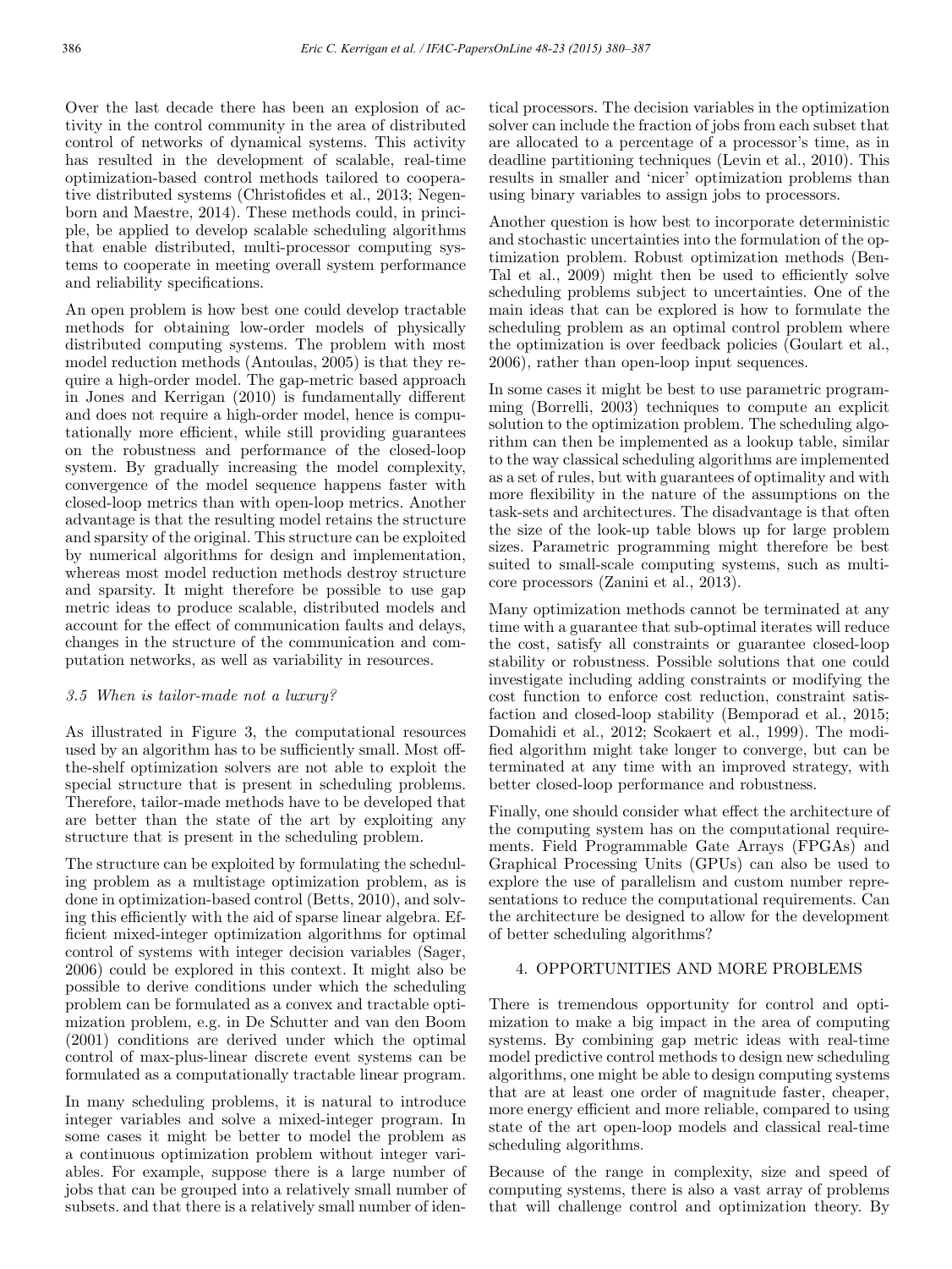Over the last decade there has been an explosion of activity in the control community in the area of distributed control of networks of dynamical systems. This activity has resulted in the development of scalable, real-time optimization-based control methods tailored to cooperative distributed systems (Christofides et al., 2013; Negenborn and Maestre, 2014). These methods could, in principle, be applied to develop scalable scheduling algorithms that enable distributed, multi-processor computing systems to cooperate in meeting overall system performance and reliability specifications.

An open problem is how best one could develop tractable methods for obtaining low-order models of physically distributed computing systems. The problem with most model reduction methods (Antoulas, 2005) is that they require a high-order model. The gap-metric based approach in Jones and Kerrigan (2010) is fundamentally different and does not require a high-order model, hence is computationally more efficient, while still providing guarantees on the robustness and performance of the closed-loop system. By gradually increasing the model complexity, convergence of the model sequence happens faster with closed-loop metrics than with open-loop metrics. Another advantage is that the resulting model retains the structure and sparsity of the original. This structure can be exploited by numerical algorithms for design and implementation, whereas most model reduction methods destroy structure and sparsity. It might therefore be possible to use gap metric ideas to produce scalable, distributed models and account for the effect of communication faults and delays, changes in the structure of the communication and computation networks, as well as variability in resources.

### *3.5 When is tailor-made not a luxury?*

As illustrated in Figure 3, the computational resources used by an algorithm has to be sufficiently small. Most off-the-shelf optimization solvers are not able to exploit the special structure that is present in scheduling problems. Therefore, tailor-made methods have to be developed that are better than the state of the art by exploiting any structure that is present in the scheduling problem.

The structure can be exploited by formulating the scheduling problem as a multistage optimization problem, as is done in optimization-based control (Betts, 2010), and solving this efficiently with the aid of sparse linear algebra. Efficient mixed-integer optimization algorithms for optimal control of systems with integer decision variables (Sager, 2006) could be explored in this context. It might also be possible to derive conditions under which the scheduling problem can be formulated as a convex and tractable optimization problem, e.g. in De Schutter and van den Boom (2001) conditions are derived under which the optimal control of max-plus-linear discrete event systems can be formulated as a computationally tractable linear program.

In many scheduling problems, it is natural to introduce integer variables and solve a mixed-integer program. In some cases it might be better to model the problem as a continuous optimization problem without integer variables. For example, suppose there is a large number of jobs that can be grouped into a relatively small number of subsets. and that there is a relatively small number of identical processors. The decision variables in the optimization solver can include the fraction of jobs from each subset that are allocated to a percentage of a processor's time, as in deadline partitioning techniques (Levin et al., 2010). This results in smaller and 'nicer' optimization problems than using binary variables to assign jobs to processors.

Another question is how best to incorporate deterministic and stochastic uncertainties into the formulation of the optimization problem. Robust optimization methods (Ben-Tal et al., 2009) might then be used to efficiently solve scheduling problems subject to uncertainties. One of the main ideas that can be explored is how to formulate the scheduling problem as an optimal control problem where the optimization is over feedback policies (Goulart et al., 2006), rather than open-loop input sequences.

In some cases it might be best to use parametric programming (Borrelli, 2003) techniques to compute an explicit solution to the optimization problem. The scheduling algorithm can then be implemented as a lookup table, similar to the way classical scheduling algorithms are implemented as a set of rules, but with guarantees of optimality and with more flexibility in the nature of the assumptions on the task-sets and architectures. The disadvantage is that often the size of the look-up table blows up for large problem sizes. Parametric programming might therefore be best suited to small-scale computing systems, such as multi-core processors (Zanini et al., 2013).

Many optimization methods cannot be terminated at any time with a guarantee that sub-optimal iterates will reduce the cost, satisfy all constraints or guarantee closed-loop stability or robustness. Possible solutions that one could investigate including adding constraints or modifying the cost function to enforce cost reduction, constraint satisfaction and closed-loop stability (Bemporad et al., 2015; Domahidi et al., 2012; Scokaert et al., 1999). The modified algorithm might take longer to converge, but can be terminated at any time with an improved strategy, with better closed-loop performance and robustness.

Finally, one should consider what effect the architecture of the computing system has on the computational requirements. Field Programmable Gate Arrays (FPGAs) and Graphical Processing Units (GPUs) can also be used to explore the use of parallelism and custom number representations to reduce the computational requirements. Can the architecture be designed to allow for the development of better scheduling algorithms?

## 4. OPPORTUNITIES AND MORE PROBLEMS

There is tremendous opportunity for control and optimization to make a big impact in the area of computing systems. By combining gap metric ideas with real-time model predictive control methods to design new scheduling algorithms, one might be able to design computing systems that are at least one order of magnitude faster, cheaper, more energy efficient and more reliable, compared to using state of the art open-loop models and classical real-time scheduling algorithms.

Because of the range in complexity, size and speed of computing systems, there is also a vast array of problems that will challenge control and optimization theory. By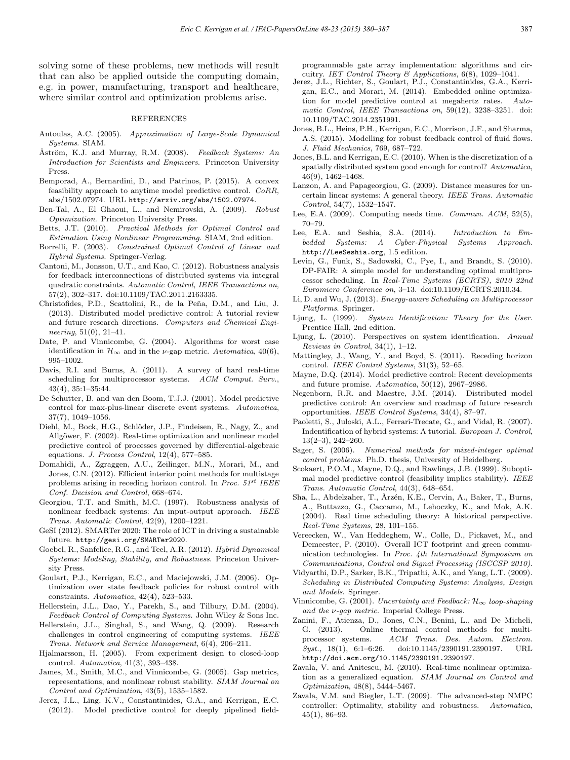solving some of these problems, new methods will result that can also be applied outside the computing domain, e.g. in power, manufacturing, transport and healthcare, where similar control and optimization problems arise.

## REFERENCES

Antoulas, A.C. (2005). *Approximation of Large-Scale Dynamical Systems*. SIAM.

Åström, K.J. and Murray, R.M. (2008). *Feedback Systems: An Introduction for Scientists and Engineers*. Princeton University Press.

Bemporad, A., Bernardini, D., and Patrinos, P. (2015). A convex feasibility approach to anytime model predictive control. *CoRR*, abs/1502.07974. URL http://arxiv.org/abs/1502.07974.

Ben-Tal, A., El Ghaoui, L., and Nemirovski, A. (2009). *Robust Optimization*. Princeton University Press.

Betts, J.T. (2010). *Practical Methods for Optimal Control and Estimation Using Nonlinear Programming*. SIAM, 2nd edition.

Borrelli, F. (2003). *Constrained Optimal Control of Linear and Hybrid Systems*. Springer-Verlag.

Cantoni, M., Jonsson, U.T., and Kao, C. (2012). Robustness analysis for feedback interconnections of distributed systems via integral quadratic constraints. *Automatic Control, IEEE Transactions on*, 57(2), 302–317. doi:10.1109/TAC.2011.2163335.

Christofides, P.D., Scattolini, R., de la Peña, D.M., and Liu, J. (2013). Distributed model predictive control: A tutorial review and future research directions. *Computers and Chemical Engineering*, 51(0), 21–41.

Date, P. and Vinnicombe, G. (2004). Algorithms for worst case identification in $\mathcal{H}_\infty$ and in the $\nu$-gap metric. *Automatica*, 40(6), 995–1002.

Davis, R.I. and Burns, A. (2011). A survey of hard real-time scheduling for multiprocessor systems. *ACM Comput. Surv.*, 43(4), 35:1–35:44.

De Schutter, B. and van den Boom, T.J.J. (2001). Model predictive control for max-plus-linear discrete event systems. *Automatica*, 37(7), 1049–1056.

Diehl, M., Bock, H.G., Schlöder, J.P., Findeisen, R., Nagy, Z., and Allgöwer, F. (2002). Real-time optimization and nonlinear model predictive control of processes governed by differential-algebraic equations. *J. Process Control*, 12(4), 577–585.

Domahidi, A., Zgraggen, A.U., Zeilinger, M.N., Morari, M., and Jones, C.N. (2012). Efficient interior point methods for multistage problems arising in receding horizon control. In *Proc. 51$^{st}$ IEEE Conf. Decision and Control*, 668–674.

Georgiou, T.T. and Smith, M.C. (1997). Robustness analysis of nonlinear feedback systems: An input-output approach. *IEEE Trans. Automatic Control*, 42(9), 1200–1221.

GeSI (2012). SMARTer 2020: The role of ICT in driving a sustainable future. http://gesi.org/SMARTer2020.

Goebel, R., Sanfelice, R.G., and Teel, A.R. (2012). *Hybrid Dynamical Systems: Modeling, Stability, and Robustness*. Princeton University Press.

Goulart, P.J., Kerrigan, E.C., and Maciejowski, J.M. (2006). Optimization over state feedback policies for robust control with constraints. *Automatica*, 42(4), 523–533.

Hellerstein, J.L., Dao, Y., Parekh, S., and Tilbury, D.M. (2004). *Feedback Control of Computing Systems*. John Wiley & Sons Inc.

Hellerstein, J.L., Singhal, S., and Wang, Q. (2009). Research challenges in control engineering of computing systems. *IEEE Trans. Network and Service Management*, 6(4), 206–211.

Hjalmarsson, H. (2005). From experiment design to closed-loop control. *Automatica*, 41(3), 393–438.

James, M., Smith, M.C., and Vinnicombe, G. (2005). Gap metrics, representations, and nonlinear robust stability. *SIAM Journal on Control and Optimization*, 43(5), 1535–1582.

Jerez, J.L., Ling, K.V., Constantinides, G.A., and Kerrigan, E.C. (2012). Model predictive control for deeply pipelined field-programmable gate array implementation: algorithms and circuitry. *IET Control Theory & Applications*, 6(8), 1029–1041.

Jerez, J.L., Richter, S., Goulart, P.J., Constantinides, G.A., Kerrigan, E.C., and Morari, M. (2014). Embedded online optimization for model predictive control at megahertz rates. *Automatic Control, IEEE Transactions on*, 59(12), 3238–3251. doi: 10.1109/TAC.2014.2351991.

Jones, B.L., Heins, P.H., Kerrigan, E.C., Morrison, J.F., and Sharma, A.S. (2015). Modelling for robust feedback control of fluid flows. *J. Fluid Mechanics*, 769, 687–722.

Jones, B.L. and Kerrigan, E.C. (2010). When is the discretization of a spatially distributed system good enough for control? *Automatica*, 46(9), 1462–1468.

Lanzon, A. and Papageorgiou, G. (2009). Distance measures for uncertain linear systems: A general theory. *IEEE Trans. Automatic Control*, 54(7), 1532–1547.

Lee, E.A. (2009). Computing needs time. *Commun. ACM*, 52(5), 70–79.

Lee, E.A. and Seshia, S.A. (2014). *Introduction to Embedded Systems: A Cyber-Physical Systems Approach*. http://LeeSeshia.org, 1.5 edition.

Levin, G., Funk, S., Sadowski, C., Pye, I., and Brandt, S. (2010). DP-FAIR: A simple model for understanding optimal multiprocessor scheduling. In *Real-Time Systems (ECRTS), 2010 22nd Euromicro Conference on*, 3–13. doi:10.1109/ECRTS.2010.34.

Li, D. and Wu, J. (2013). *Energy-aware Scheduling on Multiprocessor Platforms*. Springer.

Ljung, L. (1999). *System Identification: Theory for the User*. Prentice Hall, 2nd edition.

Ljung, L. (2010). Perspectives on system identification. *Annual Reviews in Control*, 34(1), 1–12.

Mattingley, J., Wang, Y., and Boyd, S. (2011). Receding horizon control. *IEEE Control Systems*, 31(3), 52–65.

Mayne, D.Q. (2014). Model predictive control: Recent developments and future promise. *Automatica*, 50(12), 2967–2986.

Negenborn, R.R. and Maestre, J.M. (2014). Distributed model predictive control: An overview and roadmap of future research opportunities. *IEEE Control Systems*, 34(4), 87–97.

Paoletti, S., Juloski, A.L., Ferrari-Trecate, G., and Vidal, R. (2007). Indentification of hybrid systems: A tutorial. *European J. Control*, 13(2–3), 242–260.

Sager, S. (2006). *Numerical methods for mixed-integer optimal control problems*. Ph.D. thesis, University of Heidelberg.

Scokaert, P.O.M., Mayne, D.Q., and Rawlings, J.B. (1999). Suboptimal model predictive control (feasibility implies stability). *IEEE Trans. Automatic Control*, 44(3), 648–654.

Sha, L., Abdelzaher, T., Årzén, K.E., Cervin, A., Baker, T., Burns, A., Buttazzo, G., Caccamo, M., Lehoczky, K., and Mok, A.K. (2004). Real time scheduling theory: A historical perspective. *Real-Time Systems*, 28, 101–155.

Vereecken, W., Van Heddeghem, W., Colle, D., Pickavet, M., and Demeester, P. (2010). Overall ICT footprint and green communication technologies. In *Proc. 4th International Symposium on Communications, Control and Signal Processing (ISCCSP 2010)*.

Vidyarthi, D.P., Sarker, B.K., Tripathi, A.K., and Yang, L.T. (2009). *Scheduling in Distributed Computing Systems: Analysis, Design and Models*. Springer.

Vinnicombe, G. (2001). *Uncertainty and Feedback: $\mathcal{H}_\infty$ loop-shaping and the $\nu$-gap metric*. Imperial College Press.

Zanini, F., Atienza, D., Jones, C.N., Benini, L., and De Micheli, G. (2013). Online thermal control methods for multiprocessor systems. *ACM Trans. Des. Autom. Electron. Syst.*, 18(1), 6:1–6:26. doi:10.1145/2390191.2390197. URL http://doi.acm.org/10.1145/2390191.2390197.

Zavala, V. and Anitescu, M. (2010). Real-time nonlinear optimization as a generalized equation. *SIAM Journal on Control and Optimization*, 48(8), 5444–5467.

Zavala, V.M. and Biegler, L.T. (2009). The advanced-step NMPC controller: Optimality, stability and robustness. *Automatica*, 45(1), 86–93.